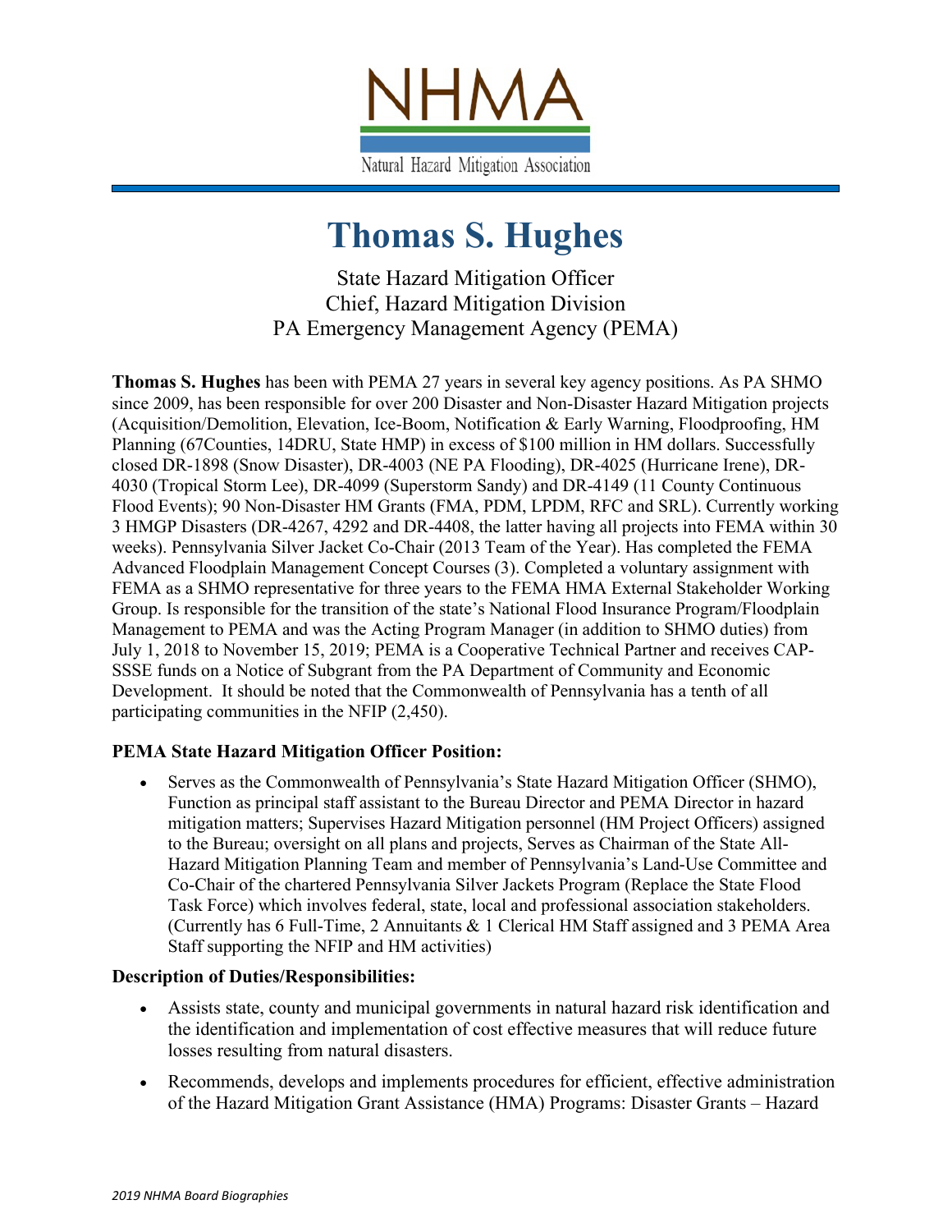NHMA

Natural Hazard Mitigation Association

# Thomas S. Hughes

State Hazard Mitigation Officer
Chief, Hazard Mitigation Division
PA Emergency Management Agency (PEMA)

**Thomas S. Hughes** has been with PEMA 27 years in several key agency positions. As PA SHMO since 2009, has been responsible for over 200 Disaster and Non-Disaster Hazard Mitigation projects (Acquisition/Demolition, Elevation, Ice-Boom, Notification & Early Warning, Floodproofing, HM Planning (67Counties, 14DRU, State HMP) in excess of $100 million in HM dollars. Successfully closed DR-1898 (Snow Disaster), DR-4003 (NE PA Flooding), DR-4025 (Hurricane Irene), DR-4030 (Tropical Storm Lee), DR-4099 (Superstorm Sandy) and DR-4149 (11 County Continuous Flood Events); 90 Non-Disaster HM Grants (FMA, PDM, LPDM, RFC and SRL). Currently working 3 HMGP Disasters (DR-4267, 4292 and DR-4408, the latter having all projects into FEMA within 30 weeks). Pennsylvania Silver Jacket Co-Chair (2013 Team of the Year). Has completed the FEMA Advanced Floodplain Management Concept Courses (3). Completed a voluntary assignment with FEMA as a SHMO representative for three years to the FEMA HMA External Stakeholder Working Group. Is responsible for the transition of the state's National Flood Insurance Program/Floodplain Management to PEMA and was the Acting Program Manager (in addition to SHMO duties) from July 1, 2018 to November 15, 2019; PEMA is a Cooperative Technical Partner and receives CAP-SSSE funds on a Notice of Subgrant from the PA Department of Community and Economic Development. It should be noted that the Commonwealth of Pennsylvania has a tenth of all participating communities in the NFIP (2,450).

### PEMA State Hazard Mitigation Officer Position:

- Serves as the Commonwealth of Pennsylvania's State Hazard Mitigation Officer (SHMO), Function as principal staff assistant to the Bureau Director and PEMA Director in hazard mitigation matters; Supervises Hazard Mitigation personnel (HM Project Officers) assigned to the Bureau; oversight on all plans and projects, Serves as Chairman of the State All-Hazard Mitigation Planning Team and member of Pennsylvania's Land-Use Committee and Co-Chair of the chartered Pennsylvania Silver Jackets Program (Replace the State Flood Task Force) which involves federal, state, local and professional association stakeholders. (Currently has 6 Full-Time, 2 Annuitants & 1 Clerical HM Staff assigned and 3 PEMA Area Staff supporting the NFIP and HM activities)

### Description of Duties/Responsibilities:

- Assists state, county and municipal governments in natural hazard risk identification and the identification and implementation of cost effective measures that will reduce future losses resulting from natural disasters.
- Recommends, develops and implements procedures for efficient, effective administration of the Hazard Mitigation Grant Assistance (HMA) Programs: Disaster Grants – Hazard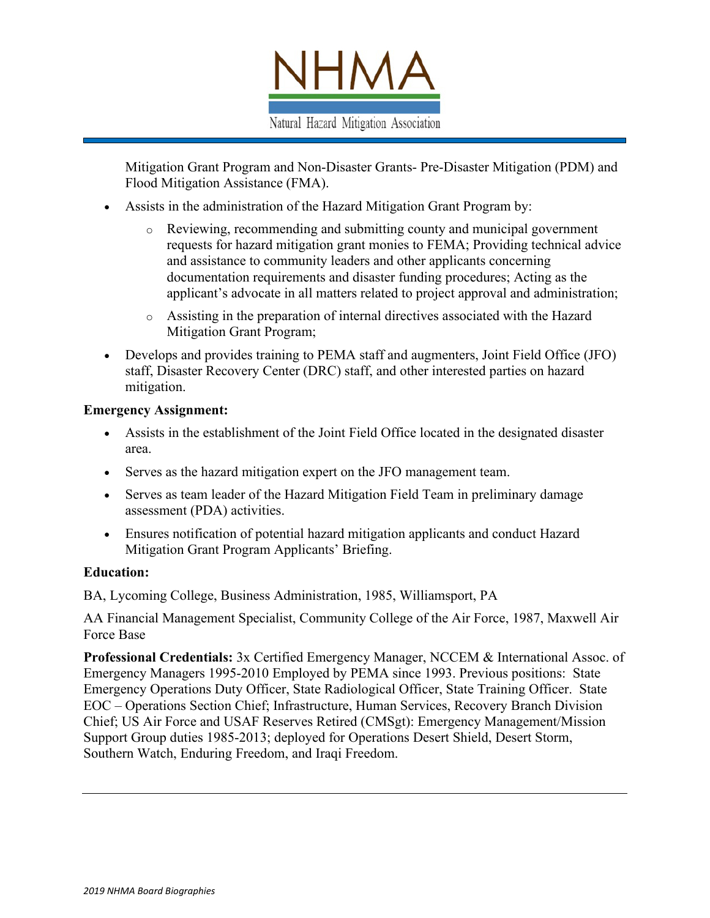Mitigation Grant Program and Non-Disaster Grants- Pre-Disaster Mitigation (PDM) and Flood Mitigation Assistance (FMA).

- Assists in the administration of the Hazard Mitigation Grant Program by:
  - Reviewing, recommending and submitting county and municipal government requests for hazard mitigation grant monies to FEMA; Providing technical advice and assistance to community leaders and other applicants concerning documentation requirements and disaster funding procedures; Acting as the applicant's advocate in all matters related to project approval and administration;
  - Assisting in the preparation of internal directives associated with the Hazard Mitigation Grant Program;
- Develops and provides training to PEMA staff and augmenters, Joint Field Office (JFO) staff, Disaster Recovery Center (DRC) staff, and other interested parties on hazard mitigation.

**Emergency Assignment:**

- Assists in the establishment of the Joint Field Office located in the designated disaster area.
- Serves as the hazard mitigation expert on the JFO management team.
- Serves as team leader of the Hazard Mitigation Field Team in preliminary damage assessment (PDA) activities.
- Ensures notification of potential hazard mitigation applicants and conduct Hazard Mitigation Grant Program Applicants' Briefing.

**Education:**

BA, Lycoming College, Business Administration, 1985, Williamsport, PA

AA Financial Management Specialist, Community College of the Air Force, 1987, Maxwell Air Force Base

**Professional Credentials:** 3x Certified Emergency Manager, NCCEM & International Assoc. of Emergency Managers 1995-2010 Employed by PEMA since 1993. Previous positions: State Emergency Operations Duty Officer, State Radiological Officer, State Training Officer. State EOC – Operations Section Chief; Infrastructure, Human Services, Recovery Branch Division Chief; US Air Force and USAF Reserves Retired (CMSgt): Emergency Management/Mission Support Group duties 1985-2013; deployed for Operations Desert Shield, Desert Storm, Southern Watch, Enduring Freedom, and Iraqi Freedom.